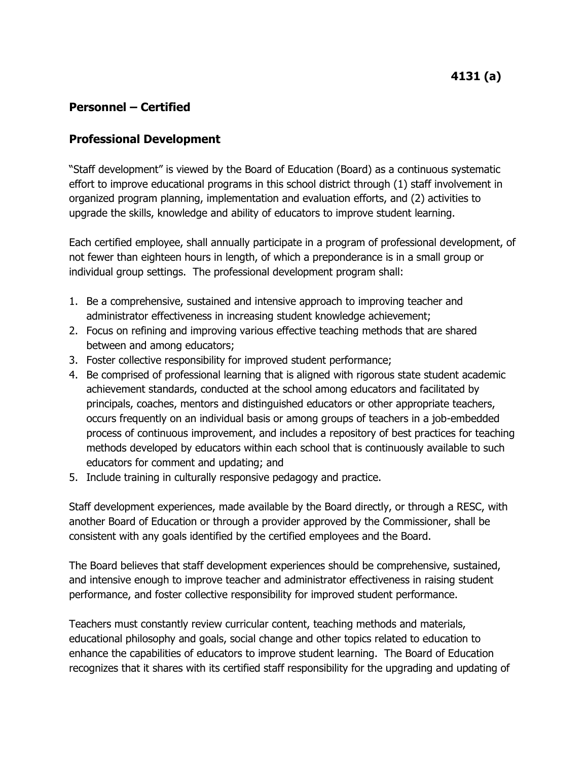## Personnel – Certified

## Professional Development

"Staff development" is viewed by the Board of Education (Board) as a continuous systematic effort to improve educational programs in this school district through (1) staff involvement in organized program planning, implementation and evaluation efforts, and (2) activities to upgrade the skills, knowledge and ability of educators to improve student learning.

Each certified employee, shall annually participate in a program of professional development, of not fewer than eighteen hours in length, of which a preponderance is in a small group or individual group settings. The professional development program shall:

1. Be a comprehensive, sustained and intensive approach to improving teacher and administrator effectiveness in increasing student knowledge achievement;
2. Focus on refining and improving various effective teaching methods that are shared between and among educators;
3. Foster collective responsibility for improved student performance;
4. Be comprised of professional learning that is aligned with rigorous state student academic achievement standards, conducted at the school among educators and facilitated by principals, coaches, mentors and distinguished educators or other appropriate teachers, occurs frequently on an individual basis or among groups of teachers in a job-embedded process of continuous improvement, and includes a repository of best practices for teaching methods developed by educators within each school that is continuously available to such educators for comment and updating; and
5. Include training in culturally responsive pedagogy and practice.

Staff development experiences, made available by the Board directly, or through a RESC, with another Board of Education or through a provider approved by the Commissioner, shall be consistent with any goals identified by the certified employees and the Board.

The Board believes that staff development experiences should be comprehensive, sustained, and intensive enough to improve teacher and administrator effectiveness in raising student performance, and foster collective responsibility for improved student performance.

Teachers must constantly review curricular content, teaching methods and materials, educational philosophy and goals, social change and other topics related to education to enhance the capabilities of educators to improve student learning. The Board of Education recognizes that it shares with its certified staff responsibility for the upgrading and updating of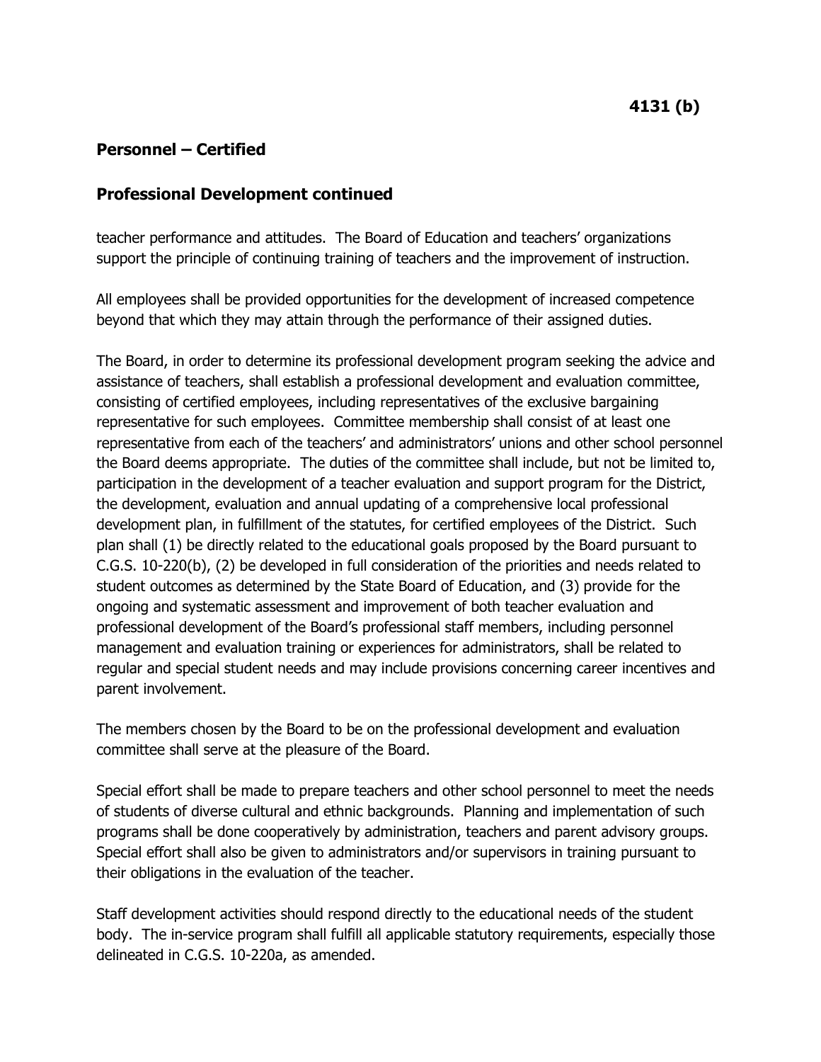**4131 (b)**

## Personnel – Certified

## Professional Development continued

teacher performance and attitudes. The Board of Education and teachers' organizations support the principle of continuing training of teachers and the improvement of instruction.

All employees shall be provided opportunities for the development of increased competence beyond that which they may attain through the performance of their assigned duties.

The Board, in order to determine its professional development program seeking the advice and assistance of teachers, shall establish a professional development and evaluation committee, consisting of certified employees, including representatives of the exclusive bargaining representative for such employees. Committee membership shall consist of at least one representative from each of the teachers' and administrators' unions and other school personnel the Board deems appropriate. The duties of the committee shall include, but not be limited to, participation in the development of a teacher evaluation and support program for the District, the development, evaluation and annual updating of a comprehensive local professional development plan, in fulfillment of the statutes, for certified employees of the District. Such plan shall (1) be directly related to the educational goals proposed by the Board pursuant to C.G.S. 10-220(b), (2) be developed in full consideration of the priorities and needs related to student outcomes as determined by the State Board of Education, and (3) provide for the ongoing and systematic assessment and improvement of both teacher evaluation and professional development of the Board's professional staff members, including personnel management and evaluation training or experiences for administrators, shall be related to regular and special student needs and may include provisions concerning career incentives and parent involvement.

The members chosen by the Board to be on the professional development and evaluation committee shall serve at the pleasure of the Board.

Special effort shall be made to prepare teachers and other school personnel to meet the needs of students of diverse cultural and ethnic backgrounds. Planning and implementation of such programs shall be done cooperatively by administration, teachers and parent advisory groups. Special effort shall also be given to administrators and/or supervisors in training pursuant to their obligations in the evaluation of the teacher.

Staff development activities should respond directly to the educational needs of the student body. The in-service program shall fulfill all applicable statutory requirements, especially those delineated in C.G.S. 10-220a, as amended.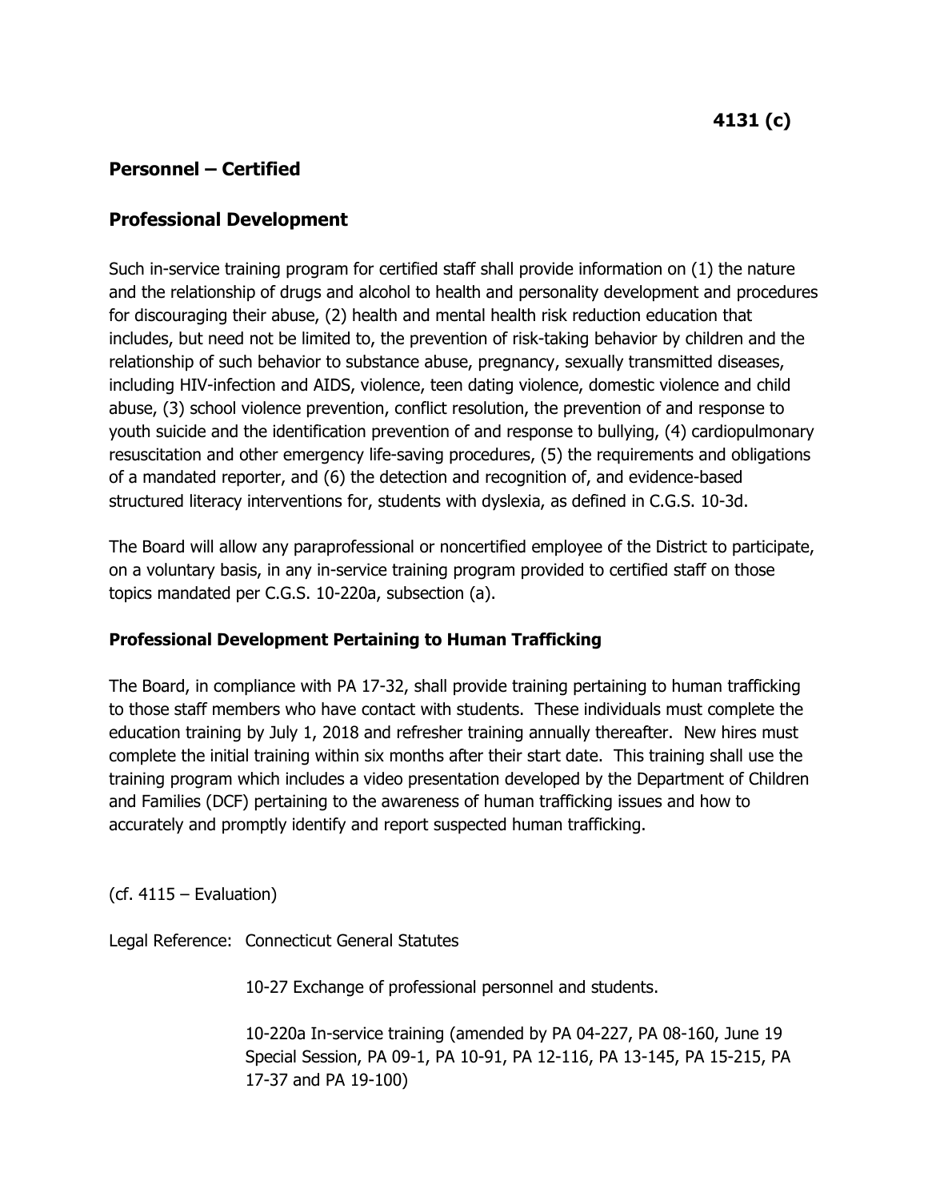## Personnel – Certified

## Professional Development

Such in-service training program for certified staff shall provide information on (1) the nature and the relationship of drugs and alcohol to health and personality development and procedures for discouraging their abuse, (2) health and mental health risk reduction education that includes, but need not be limited to, the prevention of risk-taking behavior by children and the relationship of such behavior to substance abuse, pregnancy, sexually transmitted diseases, including HIV-infection and AIDS, violence, teen dating violence, domestic violence and child abuse, (3) school violence prevention, conflict resolution, the prevention of and response to youth suicide and the identification prevention of and response to bullying, (4) cardiopulmonary resuscitation and other emergency life-saving procedures, (5) the requirements and obligations of a mandated reporter, and (6) the detection and recognition of, and evidence-based structured literacy interventions for, students with dyslexia, as defined in C.G.S. 10-3d.

The Board will allow any paraprofessional or noncertified employee of the District to participate, on a voluntary basis, in any in-service training program provided to certified staff on those topics mandated per C.G.S. 10-220a, subsection (a).

### Professional Development Pertaining to Human Trafficking

The Board, in compliance with PA 17-32, shall provide training pertaining to human trafficking to those staff members who have contact with students. These individuals must complete the education training by July 1, 2018 and refresher training annually thereafter. New hires must complete the initial training within six months after their start date. This training shall use the training program which includes a video presentation developed by the Department of Children and Families (DCF) pertaining to the awareness of human trafficking issues and how to accurately and promptly identify and report suspected human trafficking.

(cf. 4115 – Evaluation)

Legal Reference: Connecticut General Statutes

10-27 Exchange of professional personnel and students.

10-220a In-service training (amended by PA 04-227, PA 08-160, June 19 Special Session, PA 09-1, PA 10-91, PA 12-116, PA 13-145, PA 15-215, PA 17-37 and PA 19-100)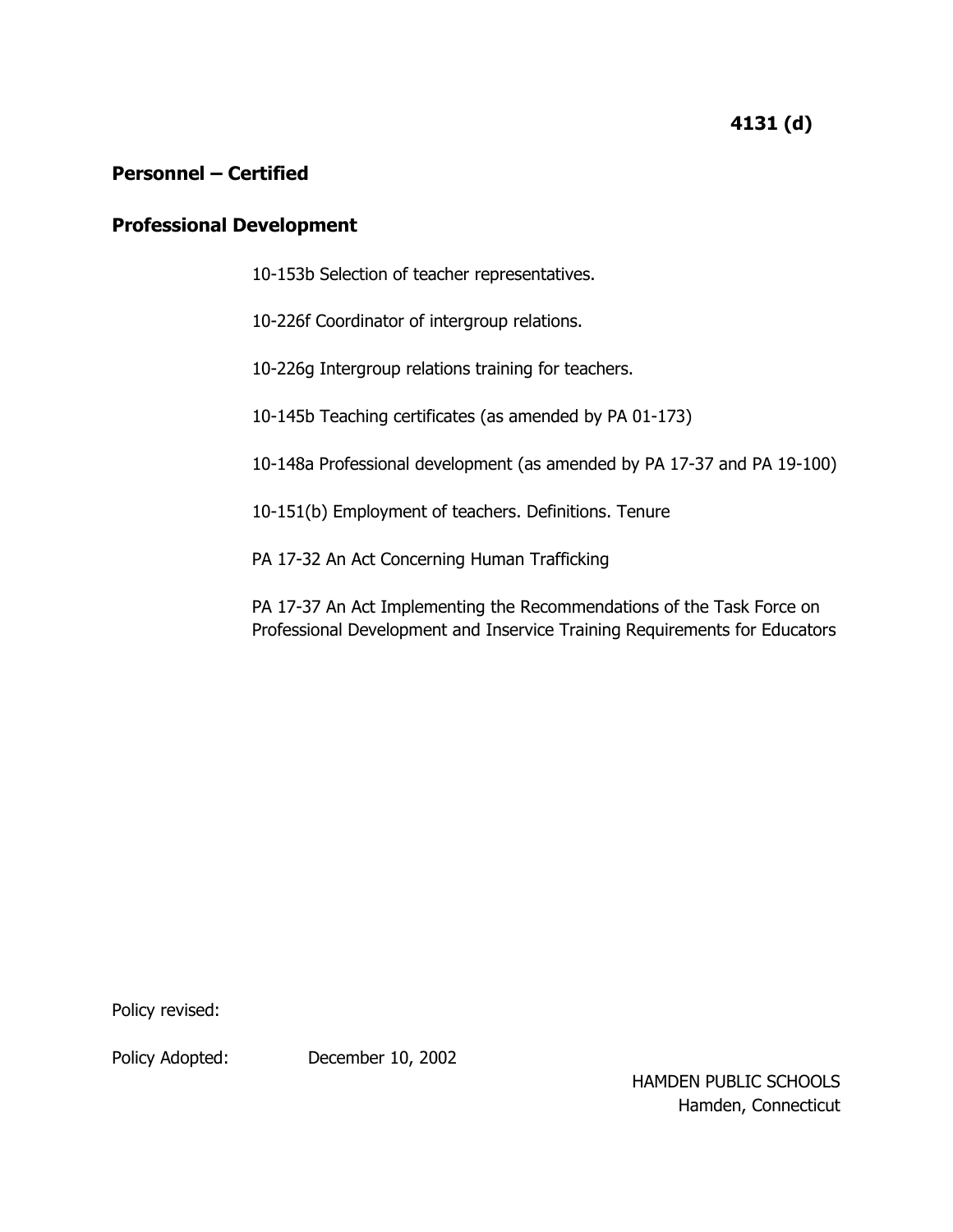**4131 (d)**

## Personnel – Certified

## Professional Development

10-153b Selection of teacher representatives.

10-226f Coordinator of intergroup relations.

10-226g Intergroup relations training for teachers.

10-145b Teaching certificates (as amended by PA 01-173)

10-148a Professional development (as amended by PA 17-37 and PA 19-100)

10-151(b) Employment of teachers. Definitions. Tenure

PA 17-32 An Act Concerning Human Trafficking

PA 17-37 An Act Implementing the Recommendations of the Task Force on Professional Development and Inservice Training Requirements for Educators

Policy revised:

Policy Adopted: December 10, 2002

HAMDEN PUBLIC SCHOOLS
Hamden, Connecticut